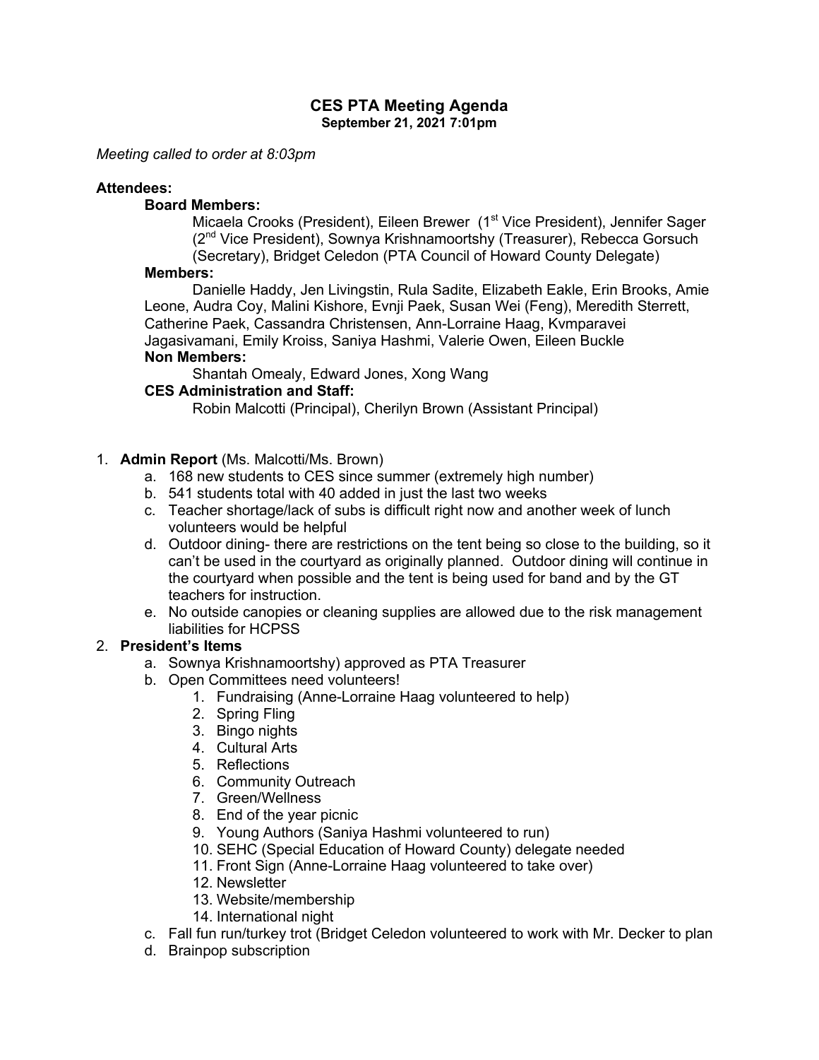# CES PTA Meeting Agenda

**September 21, 2021 7:01pm**

*Meeting called to order at 8:03pm*

**Attendees:**

**Board Members:**

Micaela Crooks (President), Eileen Brewer (1st Vice President), Jennifer Sager (2nd Vice President), Sownya Krishnamoortshy (Treasurer), Rebecca Gorsuch (Secretary), Bridget Celedon (PTA Council of Howard County Delegate)

**Members:**

Danielle Haddy, Jen Livingstin, Rula Sadite, Elizabeth Eakle, Erin Brooks, Amie Leone, Audra Coy, Malini Kishore, Evnji Paek, Susan Wei (Feng), Meredith Sterrett, Catherine Paek, Cassandra Christensen, Ann-Lorraine Haag, Kvmparavei Jagasivamani, Emily Kroiss, Saniya Hashmi, Valerie Owen, Eileen Buckle

**Non Members:**

Shantah Omealy, Edward Jones, Xong Wang

**CES Administration and Staff:**

Robin Malcotti (Principal), Cherilyn Brown (Assistant Principal)

1. **Admin Report** (Ms. Malcotti/Ms. Brown)
   a. 168 new students to CES since summer (extremely high number)
   b. 541 students total with 40 added in just the last two weeks
   c. Teacher shortage/lack of subs is difficult right now and another week of lunch volunteers would be helpful
   d. Outdoor dining- there are restrictions on the tent being so close to the building, so it can't be used in the courtyard as originally planned. Outdoor dining will continue in the courtyard when possible and the tent is being used for band and by the GT teachers for instruction.
   e. No outside canopies or cleaning supplies are allowed due to the risk management liabilities for HCPSS
2. **President's Items**
   a. Sownya Krishnamoortshy) approved as PTA Treasurer
   b. Open Committees need volunteers!
      1. Fundraising (Anne-Lorraine Haag volunteered to help)
      2. Spring Fling
      3. Bingo nights
      4. Cultural Arts
      5. Reflections
      6. Community Outreach
      7. Green/Wellness
      8. End of the year picnic
      9. Young Authors (Saniya Hashmi volunteered to run)
      10. SEHC (Special Education of Howard County) delegate needed
      11. Front Sign (Anne-Lorraine Haag volunteered to take over)
      12. Newsletter
      13. Website/membership
      14. International night
   c. Fall fun run/turkey trot (Bridget Celedon volunteered to work with Mr. Decker to plan
   d. Brainpop subscription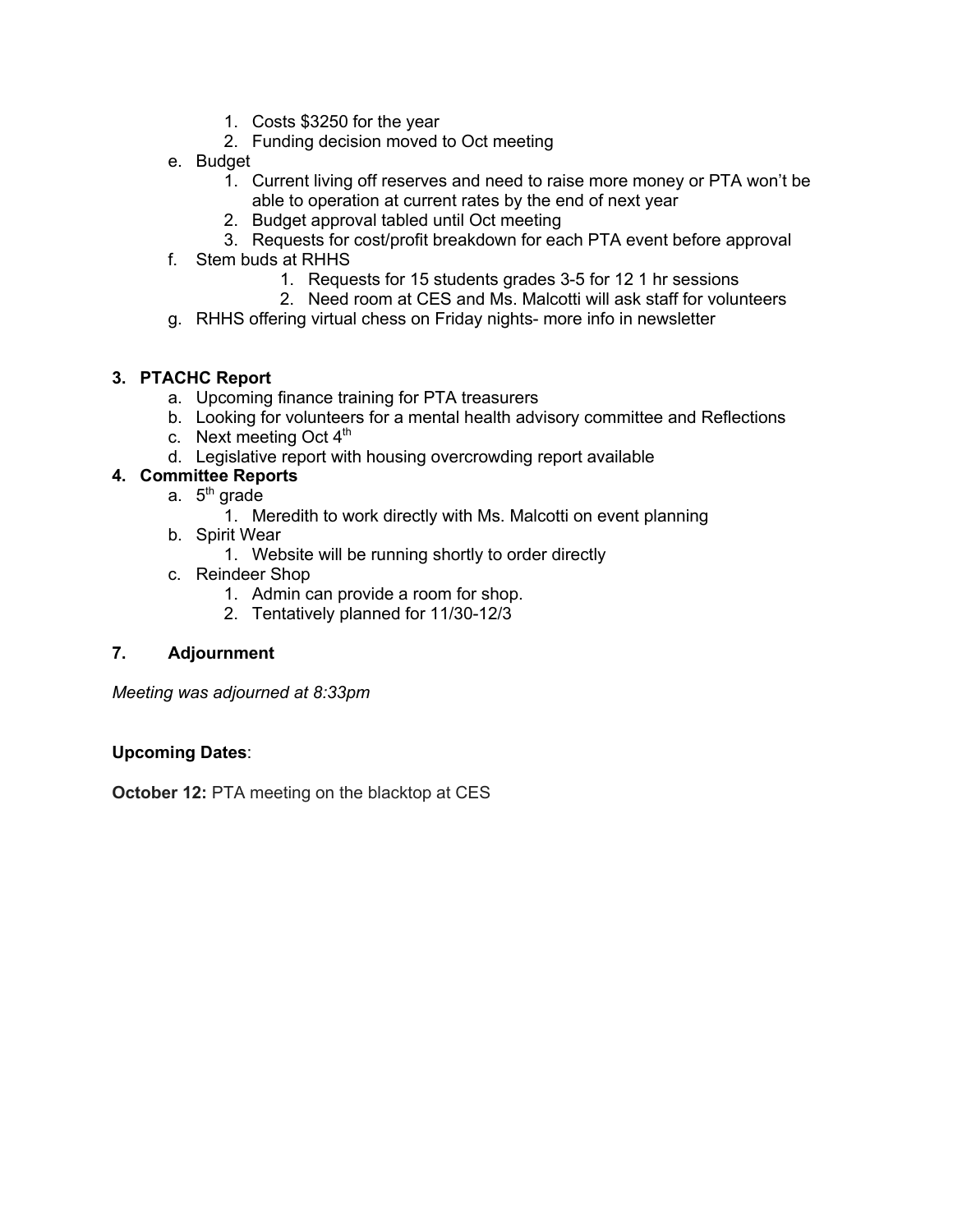1. Costs $3250 for the year
2. Funding decision moved to Oct meeting

e. Budget
1. Current living off reserves and need to raise more money or PTA won't be able to operation at current rates by the end of next year
2. Budget approval tabled until Oct meeting
3. Requests for cost/profit breakdown for each PTA event before approval

f. Stem buds at RHHS
1. Requests for 15 students grades 3-5 for 12 1 hr sessions
2. Need room at CES and Ms. Malcotti will ask staff for volunteers

g. RHHS offering virtual chess on Friday nights- more info in newsletter

**3. PTACHC Report**

a. Upcoming finance training for PTA treasurers

b. Looking for volunteers for a mental health advisory committee and Reflections

c. Next meeting Oct 4th

d. Legislative report with housing overcrowding report available

**4. Committee Reports**

a. 5th grade
1. Meredith to work directly with Ms. Malcotti on event planning

b. Spirit Wear
1. Website will be running shortly to order directly

c. Reindeer Shop
1. Admin can provide a room for shop.
2. Tentatively planned for 11/30-12/3

**7. Adjournment**

*Meeting was adjourned at 8:33pm*

**Upcoming Dates**:

**October 12:** PTA meeting on the blacktop at CES